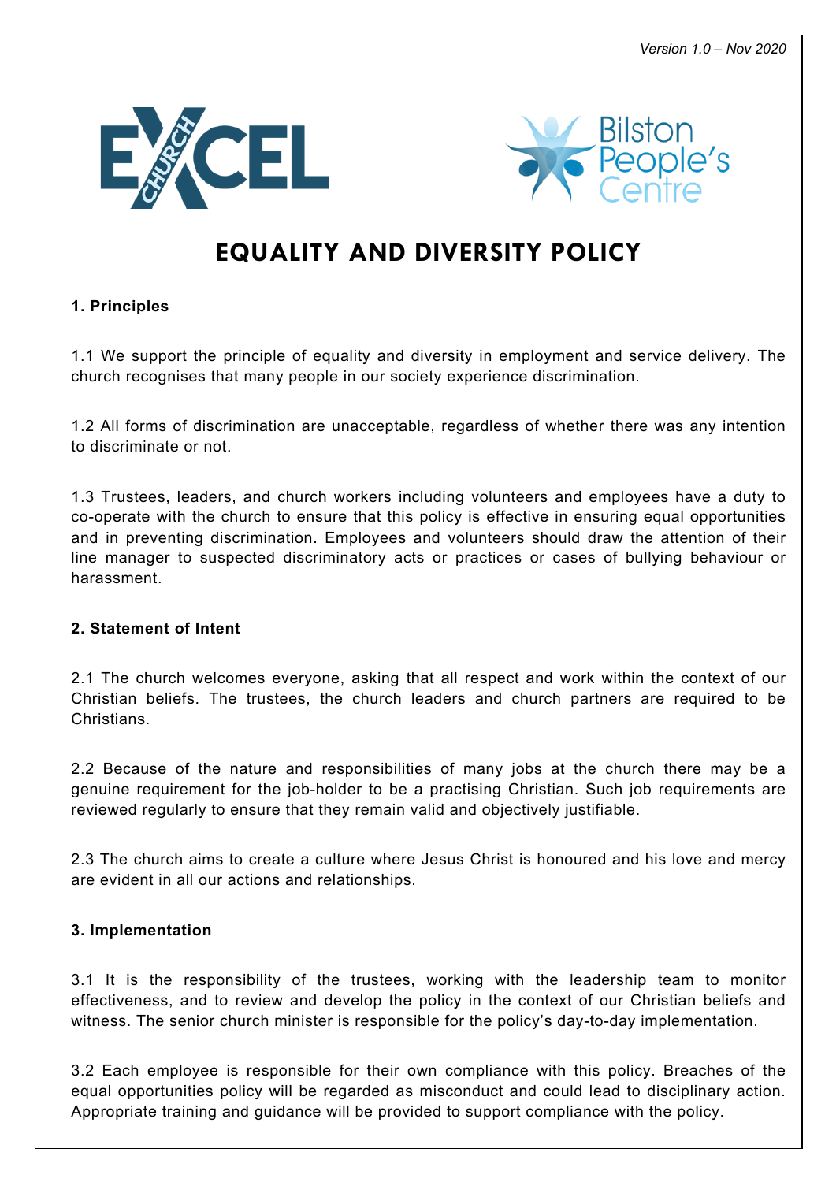*Version 1.0 – Nov 2020*

# EQUALITY AND DIVERSITY POLICY

**1. Principles**

1.1 We support the principle of equality and diversity in employment and service delivery. The church recognises that many people in our society experience discrimination.

1.2 All forms of discrimination are unacceptable, regardless of whether there was any intention to discriminate or not.

1.3 Trustees, leaders, and church workers including volunteers and employees have a duty to co-operate with the church to ensure that this policy is effective in ensuring equal opportunities and in preventing discrimination. Employees and volunteers should draw the attention of their line manager to suspected discriminatory acts or practices or cases of bullying behaviour or harassment.

**2. Statement of Intent**

2.1 The church welcomes everyone, asking that all respect and work within the context of our Christian beliefs. The trustees, the church leaders and church partners are required to be Christians.

2.2 Because of the nature and responsibilities of many jobs at the church there may be a genuine requirement for the job-holder to be a practising Christian. Such job requirements are reviewed regularly to ensure that they remain valid and objectively justifiable.

2.3 The church aims to create a culture where Jesus Christ is honoured and his love and mercy are evident in all our actions and relationships.

**3. Implementation**

3.1 It is the responsibility of the trustees, working with the leadership team to monitor effectiveness, and to review and develop the policy in the context of our Christian beliefs and witness. The senior church minister is responsible for the policy's day-to-day implementation.

3.2 Each employee is responsible for their own compliance with this policy. Breaches of the equal opportunities policy will be regarded as misconduct and could lead to disciplinary action. Appropriate training and guidance will be provided to support compliance with the policy.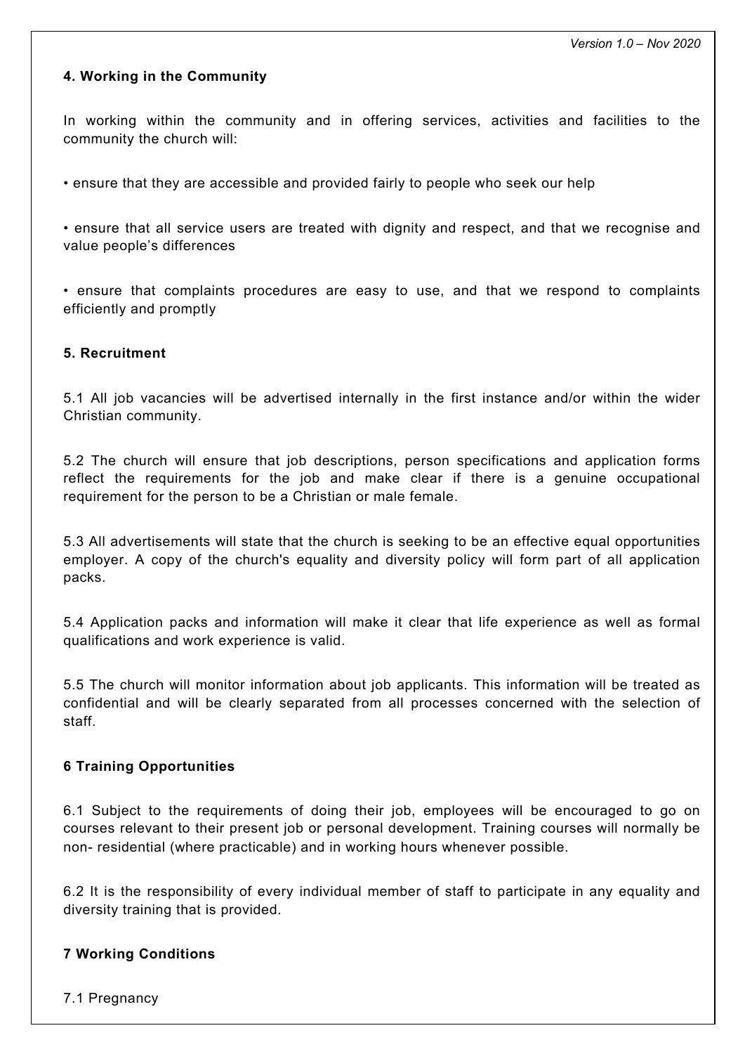### 4. Working in the Community

In working within the community and in offering services, activities and facilities to the community the church will:

• ensure that they are accessible and provided fairly to people who seek our help

• ensure that all service users are treated with dignity and respect, and that we recognise and value people's differences

• ensure that complaints procedures are easy to use, and that we respond to complaints efficiently and promptly

### 5. Recruitment

5.1 All job vacancies will be advertised internally in the first instance and/or within the wider Christian community.

5.2 The church will ensure that job descriptions, person specifications and application forms reflect the requirements for the job and make clear if there is a genuine occupational requirement for the person to be a Christian or male female.

5.3 All advertisements will state that the church is seeking to be an effective equal opportunities employer. A copy of the church's equality and diversity policy will form part of all application packs.

5.4 Application packs and information will make it clear that life experience as well as formal qualifications and work experience is valid.

5.5 The church will monitor information about job applicants. This information will be treated as confidential and will be clearly separated from all processes concerned with the selection of staff.

### 6 Training Opportunities

6.1 Subject to the requirements of doing their job, employees will be encouraged to go on courses relevant to their present job or personal development. Training courses will normally be non- residential (where practicable) and in working hours whenever possible.

6.2 It is the responsibility of every individual member of staff to participate in any equality and diversity training that is provided.

### 7 Working Conditions

7.1 Pregnancy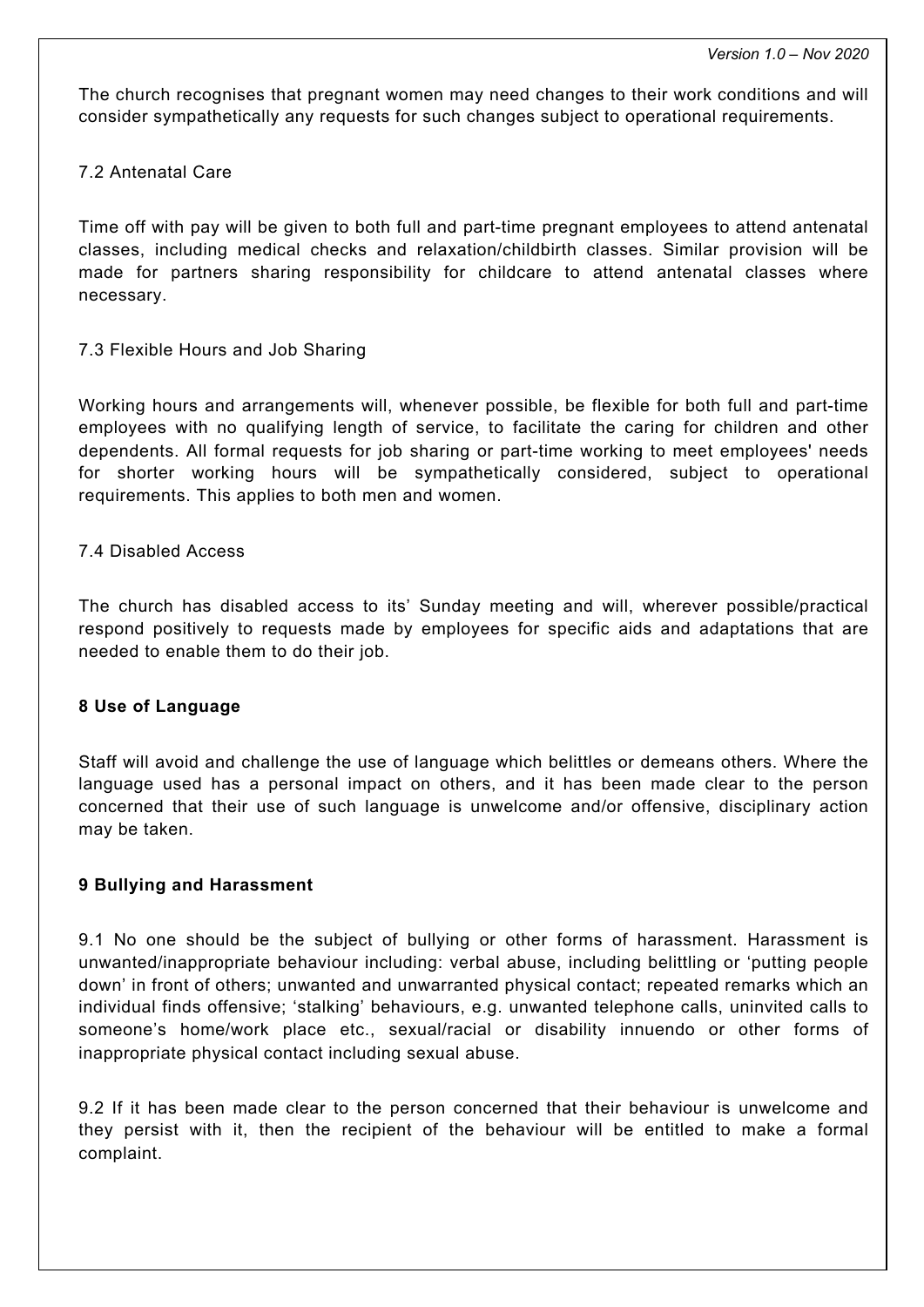The church recognises that pregnant women may need changes to their work conditions and will consider sympathetically any requests for such changes subject to operational requirements.

7.2 Antenatal Care

Time off with pay will be given to both full and part-time pregnant employees to attend antenatal classes, including medical checks and relaxation/childbirth classes. Similar provision will be made for partners sharing responsibility for childcare to attend antenatal classes where necessary.

7.3 Flexible Hours and Job Sharing

Working hours and arrangements will, whenever possible, be flexible for both full and part-time employees with no qualifying length of service, to facilitate the caring for children and other dependents. All formal requests for job sharing or part-time working to meet employees' needs for shorter working hours will be sympathetically considered, subject to operational requirements. This applies to both men and women.

7.4 Disabled Access

The church has disabled access to its' Sunday meeting and will, wherever possible/practical respond positively to requests made by employees for specific aids and adaptations that are needed to enable them to do their job.

**8 Use of Language**

Staff will avoid and challenge the use of language which belittles or demeans others. Where the language used has a personal impact on others, and it has been made clear to the person concerned that their use of such language is unwelcome and/or offensive, disciplinary action may be taken.

**9 Bullying and Harassment**

9.1 No one should be the subject of bullying or other forms of harassment. Harassment is unwanted/inappropriate behaviour including: verbal abuse, including belittling or 'putting people down' in front of others; unwanted and unwarranted physical contact; repeated remarks which an individual finds offensive; 'stalking' behaviours, e.g. unwanted telephone calls, uninvited calls to someone's home/work place etc., sexual/racial or disability innuendo or other forms of inappropriate physical contact including sexual abuse.

9.2 If it has been made clear to the person concerned that their behaviour is unwelcome and they persist with it, then the recipient of the behaviour will be entitled to make a formal complaint.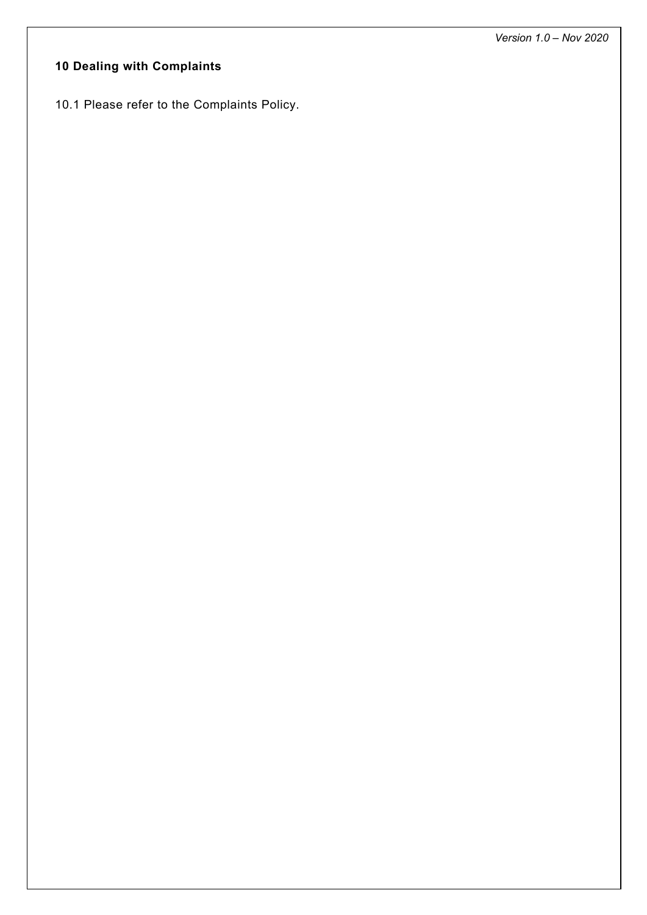## 10 Dealing with Complaints

10.1 Please refer to the Complaints Policy.